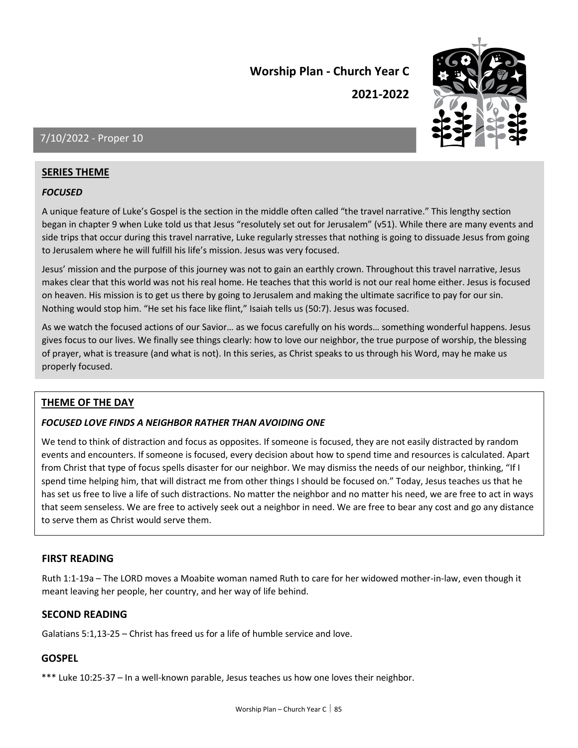# Worship Plan - Church Year C

## 2021-2022

## 7/10/2022 - Proper 10

### SERIES THEME

***FOCUSED***

A unique feature of Luke's Gospel is the section in the middle often called "the travel narrative." This lengthy section began in chapter 9 when Luke told us that Jesus "resolutely set out for Jerusalem" (v51). While there are many events and side trips that occur during this travel narrative, Luke regularly stresses that nothing is going to dissuade Jesus from going to Jerusalem where he will fulfill his life's mission. Jesus was very focused.

Jesus' mission and the purpose of this journey was not to gain an earthly crown. Throughout this travel narrative, Jesus makes clear that this world was not his real home. He teaches that this world is not our real home either. Jesus is focused on heaven. His mission is to get us there by going to Jerusalem and making the ultimate sacrifice to pay for our sin. Nothing would stop him. "He set his face like flint," Isaiah tells us (50:7). Jesus was focused.

As we watch the focused actions of our Savior… as we focus carefully on his words… something wonderful happens. Jesus gives focus to our lives. We finally see things clearly: how to love our neighbor, the true purpose of worship, the blessing of prayer, what is treasure (and what is not). In this series, as Christ speaks to us through his Word, may he make us properly focused.

### THEME OF THE DAY

***FOCUSED LOVE FINDS A NEIGHBOR RATHER THAN AVOIDING ONE***

We tend to think of distraction and focus as opposites. If someone is focused, they are not easily distracted by random events and encounters. If someone is focused, every decision about how to spend time and resources is calculated. Apart from Christ that type of focus spells disaster for our neighbor. We may dismiss the needs of our neighbor, thinking, "If I spend time helping him, that will distract me from other things I should be focused on." Today, Jesus teaches us that he has set us free to live a life of such distractions. No matter the neighbor and no matter his need, we are free to act in ways that seem senseless. We are free to actively seek out a neighbor in need. We are free to bear any cost and go any distance to serve them as Christ would serve them.

### FIRST READING

Ruth 1:1-19a – The LORD moves a Moabite woman named Ruth to care for her widowed mother-in-law, even though it meant leaving her people, her country, and her way of life behind.

### SECOND READING

Galatians 5:1,13-25 – Christ has freed us for a life of humble service and love.

### GOSPEL

*** Luke 10:25-37 – In a well-known parable, Jesus teaches us how one loves their neighbor.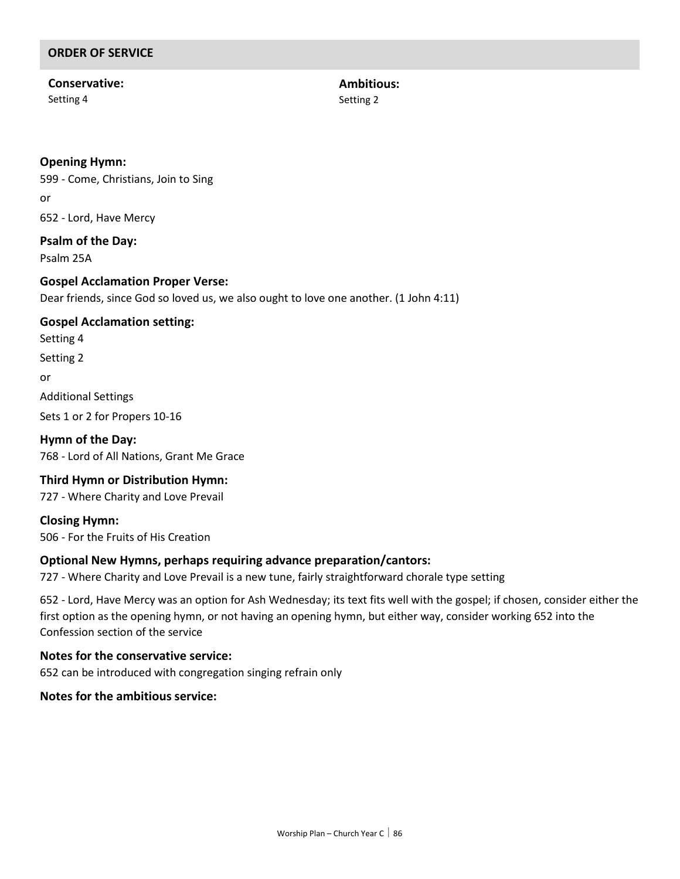## ORDER OF SERVICE

**Conservative:**
Setting 4

**Ambitious:**
Setting 2

**Opening Hymn:**
599 - Come, Christians, Join to Sing

or

652 - Lord, Have Mercy

**Psalm of the Day:**
Psalm 25A

**Gospel Acclamation Proper Verse:**
Dear friends, since God so loved us, we also ought to love one another. (1 John 4:11)

**Gospel Acclamation setting:**
Setting 4

Setting 2

or

Additional Settings

Sets 1 or 2 for Propers 10-16

**Hymn of the Day:**
768 - Lord of All Nations, Grant Me Grace

**Third Hymn or Distribution Hymn:**
727 - Where Charity and Love Prevail

**Closing Hymn:**
506 - For the Fruits of His Creation

**Optional New Hymns, perhaps requiring advance preparation/cantors:**
727 - Where Charity and Love Prevail is a new tune, fairly straightforward chorale type setting

652 - Lord, Have Mercy was an option for Ash Wednesday; its text fits well with the gospel; if chosen, consider either the first option as the opening hymn, or not having an opening hymn, but either way, consider working 652 into the Confession section of the service

**Notes for the conservative service:**
652 can be introduced with congregation singing refrain only

**Notes for the ambitious service:**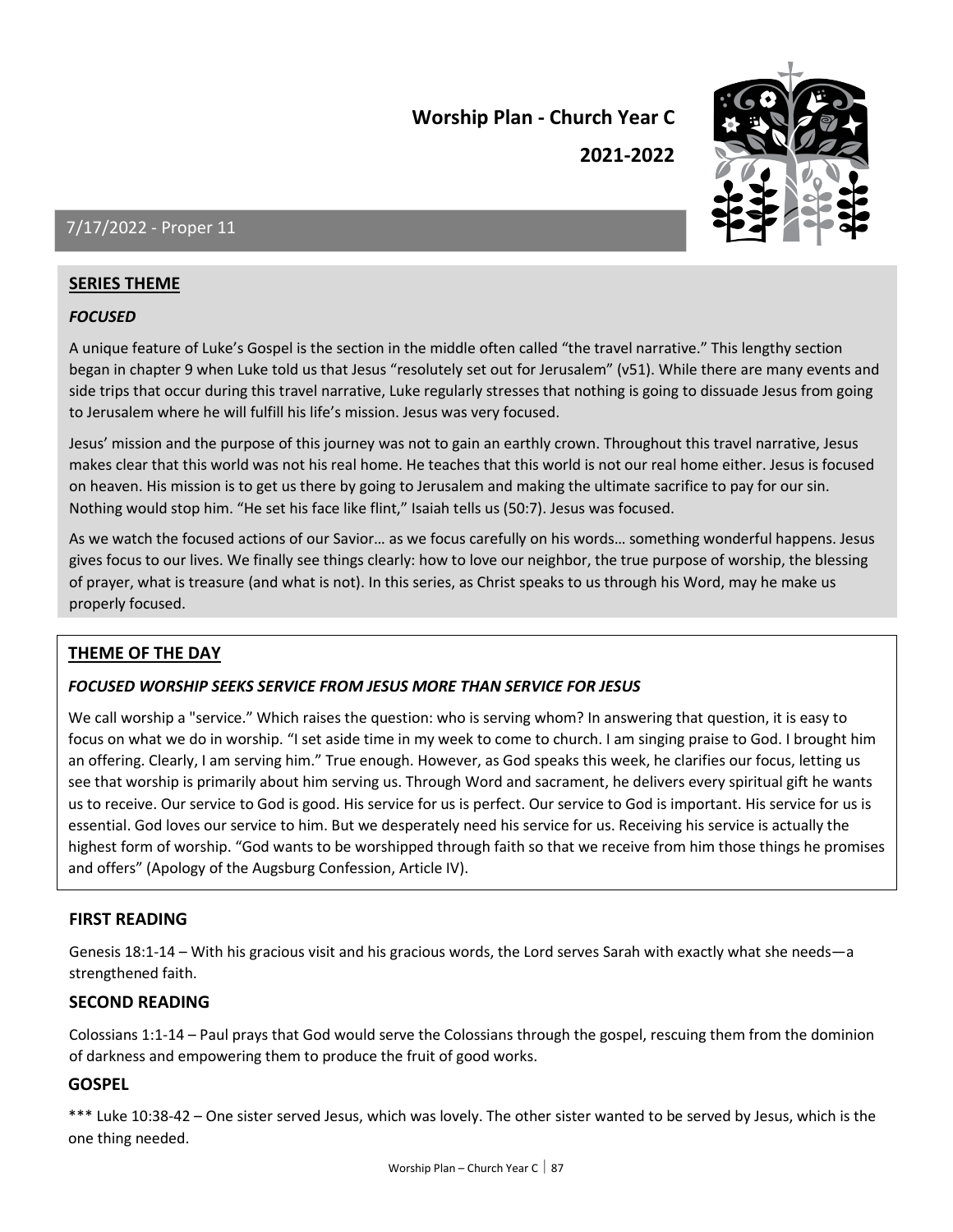# Worship Plan - Church Year C

# 2021-2022

## 7/17/2022 - Proper 11

### SERIES THEME

***FOCUSED***

A unique feature of Luke's Gospel is the section in the middle often called "the travel narrative." This lengthy section began in chapter 9 when Luke told us that Jesus "resolutely set out for Jerusalem" (v51). While there are many events and side trips that occur during this travel narrative, Luke regularly stresses that nothing is going to dissuade Jesus from going to Jerusalem where he will fulfill his life's mission. Jesus was very focused.

Jesus' mission and the purpose of this journey was not to gain an earthly crown. Throughout this travel narrative, Jesus makes clear that this world was not his real home. He teaches that this world is not our real home either. Jesus is focused on heaven. His mission is to get us there by going to Jerusalem and making the ultimate sacrifice to pay for our sin. Nothing would stop him. "He set his face like flint," Isaiah tells us (50:7). Jesus was focused.

As we watch the focused actions of our Savior… as we focus carefully on his words… something wonderful happens. Jesus gives focus to our lives. We finally see things clearly: how to love our neighbor, the true purpose of worship, the blessing of prayer, what is treasure (and what is not). In this series, as Christ speaks to us through his Word, may he make us properly focused.

### THEME OF THE DAY

***FOCUSED WORSHIP SEEKS SERVICE FROM JESUS MORE THAN SERVICE FOR JESUS***

We call worship a "service." Which raises the question: who is serving whom? In answering that question, it is easy to focus on what we do in worship. "I set aside time in my week to come to church. I am singing praise to God. I brought him an offering. Clearly, I am serving him." True enough. However, as God speaks this week, he clarifies our focus, letting us see that worship is primarily about him serving us. Through Word and sacrament, he delivers every spiritual gift he wants us to receive. Our service to God is good. His service for us is perfect. Our service to God is important. His service for us is essential. God loves our service to him. But we desperately need his service for us. Receiving his service is actually the highest form of worship. "God wants to be worshipped through faith so that we receive from him those things he promises and offers" (Apology of the Augsburg Confession, Article IV).

### FIRST READING

Genesis 18:1-14 – With his gracious visit and his gracious words, the Lord serves Sarah with exactly what she needs—a strengthened faith.

### SECOND READING

Colossians 1:1-14 – Paul prays that God would serve the Colossians through the gospel, rescuing them from the dominion of darkness and empowering them to produce the fruit of good works.

### GOSPEL

*** Luke 10:38-42 – One sister served Jesus, which was lovely. The other sister wanted to be served by Jesus, which is the one thing needed.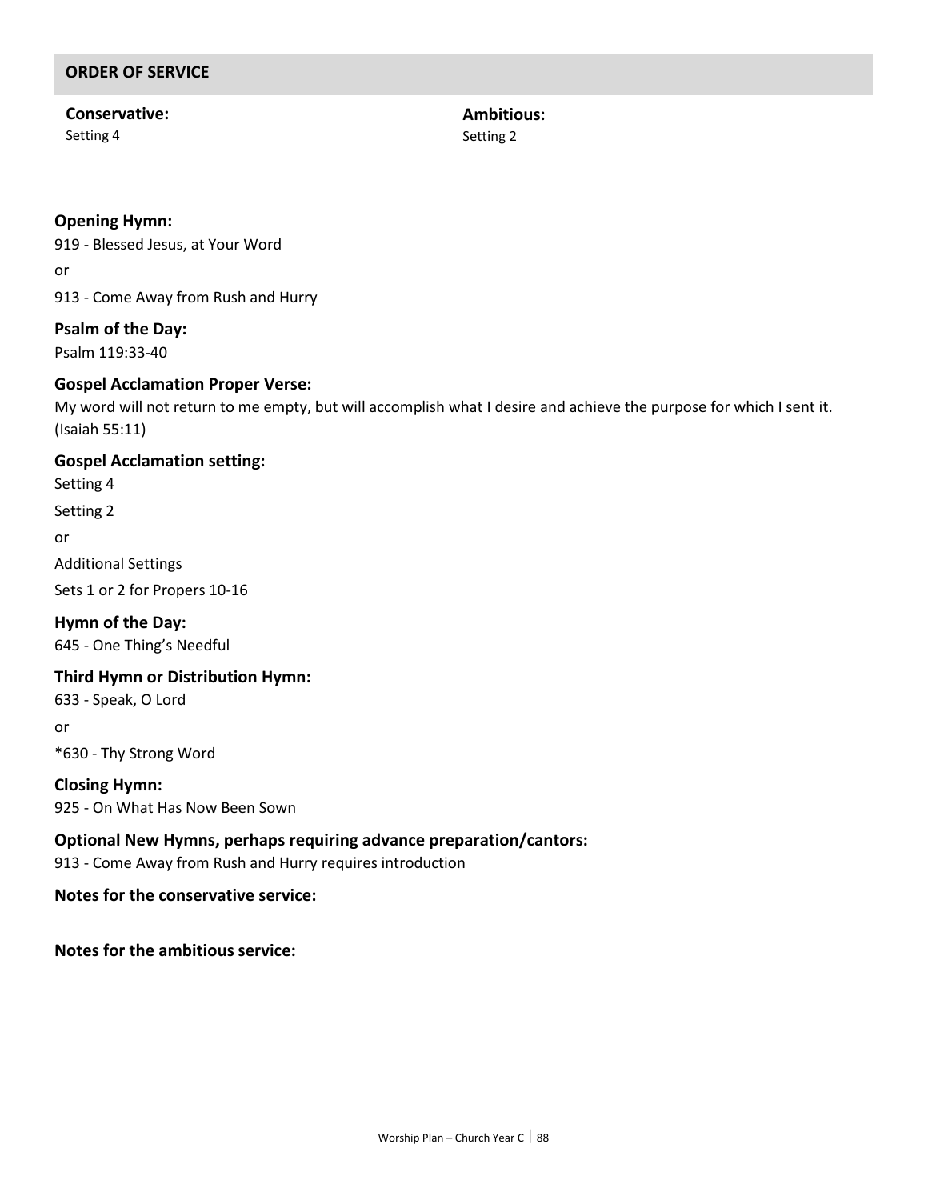## ORDER OF SERVICE

**Conservative:**
Setting 4

**Ambitious:**
Setting 2

**Opening Hymn:**
919 - Blessed Jesus, at Your Word

or

913 - Come Away from Rush and Hurry

**Psalm of the Day:**
Psalm 119:33-40

**Gospel Acclamation Proper Verse:**
My word will not return to me empty, but will accomplish what I desire and achieve the purpose for which I sent it. (Isaiah 55:11)

**Gospel Acclamation setting:**
Setting 4

Setting 2

or

Additional Settings

Sets 1 or 2 for Propers 10-16

**Hymn of the Day:**
645 - One Thing's Needful

**Third Hymn or Distribution Hymn:**
633 - Speak, O Lord

or

*630 - Thy Strong Word

**Closing Hymn:**
925 - On What Has Now Been Sown

**Optional New Hymns, perhaps requiring advance preparation/cantors:**
913 - Come Away from Rush and Hurry requires introduction

**Notes for the conservative service:**

**Notes for the ambitious service:**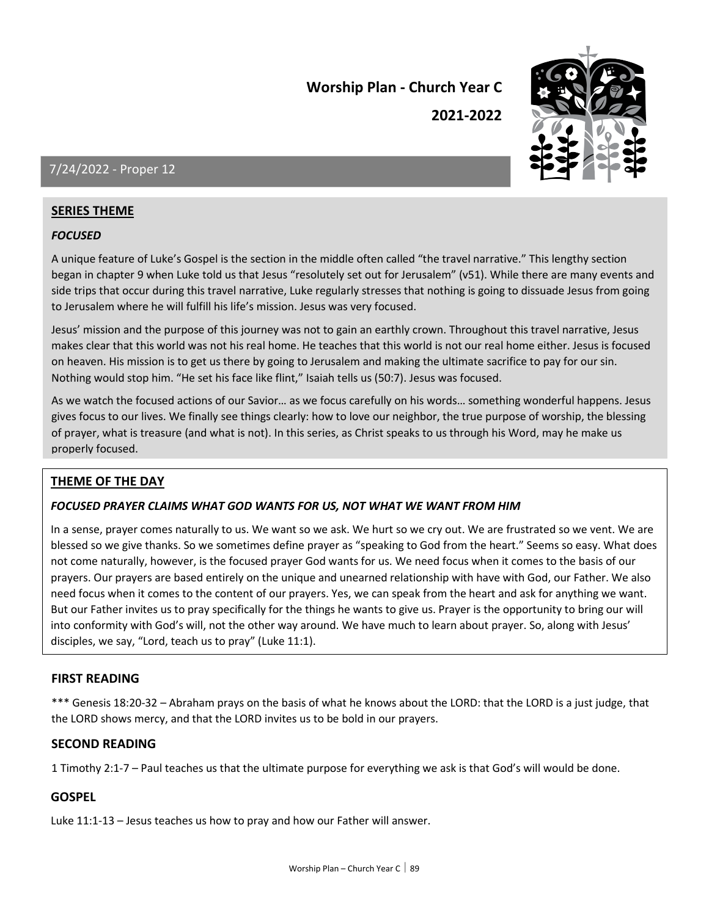# Worship Plan - Church Year C

# 2021-2022

## 7/24/2022 - Proper 12

### SERIES THEME

***FOCUSED***

A unique feature of Luke's Gospel is the section in the middle often called "the travel narrative." This lengthy section began in chapter 9 when Luke told us that Jesus "resolutely set out for Jerusalem" (v51). While there are many events and side trips that occur during this travel narrative, Luke regularly stresses that nothing is going to dissuade Jesus from going to Jerusalem where he will fulfill his life's mission. Jesus was very focused.

Jesus' mission and the purpose of this journey was not to gain an earthly crown. Throughout this travel narrative, Jesus makes clear that this world was not his real home. He teaches that this world is not our real home either. Jesus is focused on heaven. His mission is to get us there by going to Jerusalem and making the ultimate sacrifice to pay for our sin. Nothing would stop him. "He set his face like flint," Isaiah tells us (50:7). Jesus was focused.

As we watch the focused actions of our Savior… as we focus carefully on his words… something wonderful happens. Jesus gives focus to our lives. We finally see things clearly: how to love our neighbor, the true purpose of worship, the blessing of prayer, what is treasure (and what is not). In this series, as Christ speaks to us through his Word, may he make us properly focused.

### THEME OF THE DAY

***FOCUSED PRAYER CLAIMS WHAT GOD WANTS FOR US, NOT WHAT WE WANT FROM HIM***

In a sense, prayer comes naturally to us. We want so we ask. We hurt so we cry out. We are frustrated so we vent. We are blessed so we give thanks. So we sometimes define prayer as "speaking to God from the heart." Seems so easy. What does not come naturally, however, is the focused prayer God wants for us. We need focus when it comes to the basis of our prayers. Our prayers are based entirely on the unique and unearned relationship with have with God, our Father. We also need focus when it comes to the content of our prayers. Yes, we can speak from the heart and ask for anything we want. But our Father invites us to pray specifically for the things he wants to give us. Prayer is the opportunity to bring our will into conformity with God's will, not the other way around. We have much to learn about prayer. So, along with Jesus' disciples, we say, "Lord, teach us to pray" (Luke 11:1).

### FIRST READING

*** Genesis 18:20-32 – Abraham prays on the basis of what he knows about the LORD: that the LORD is a just judge, that the LORD shows mercy, and that the LORD invites us to be bold in our prayers.

### SECOND READING

1 Timothy 2:1-7 – Paul teaches us that the ultimate purpose for everything we ask is that God's will would be done.

### GOSPEL

Luke 11:1-13 – Jesus teaches us how to pray and how our Father will answer.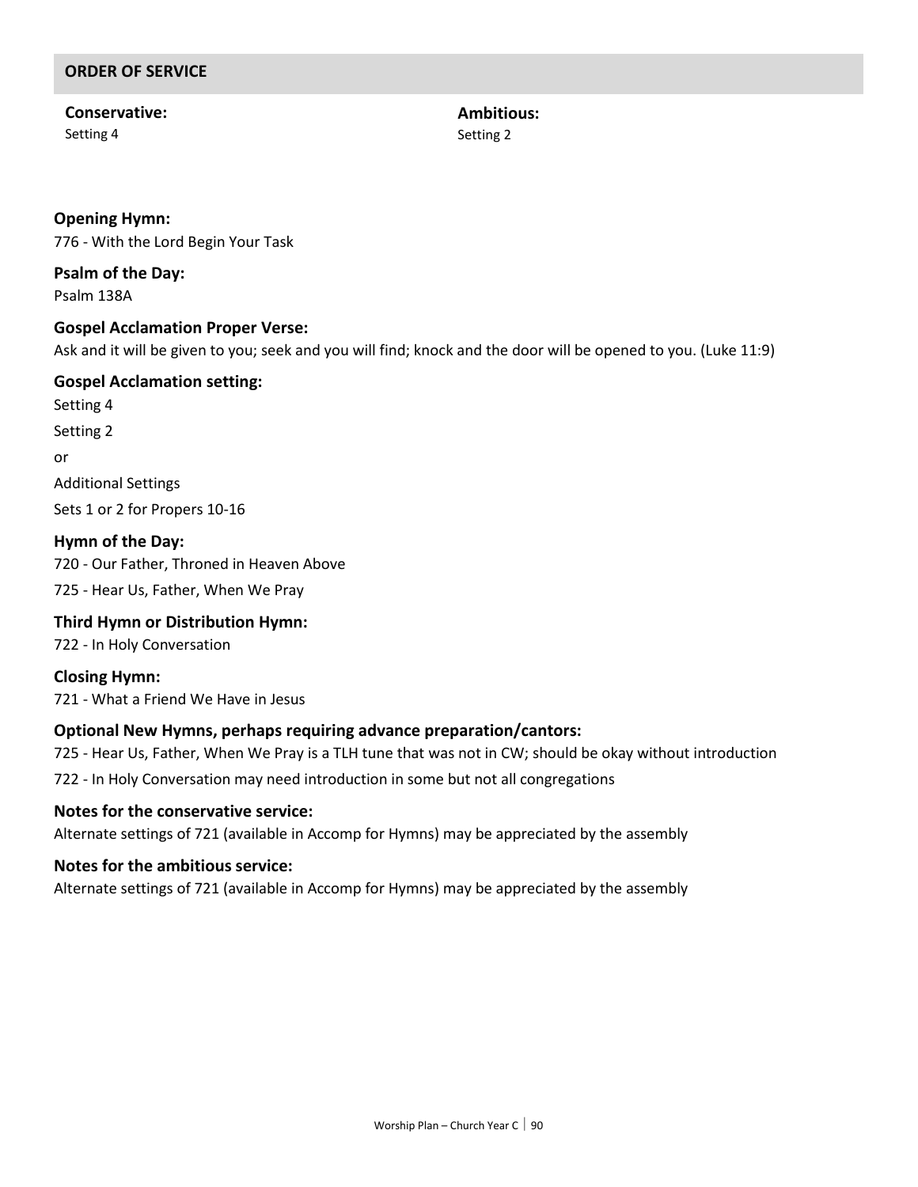## ORDER OF SERVICE

**Conservative:**
Setting 4

**Ambitious:**
Setting 2

**Opening Hymn:**
776 - With the Lord Begin Your Task

**Psalm of the Day:**
Psalm 138A

**Gospel Acclamation Proper Verse:**
Ask and it will be given to you; seek and you will find; knock and the door will be opened to you. (Luke 11:9)

**Gospel Acclamation setting:**
Setting 4

Setting 2

or

Additional Settings

Sets 1 or 2 for Propers 10-16

**Hymn of the Day:**
720 - Our Father, Throned in Heaven Above

725 - Hear Us, Father, When We Pray

**Third Hymn or Distribution Hymn:**
722 - In Holy Conversation

**Closing Hymn:**
721 - What a Friend We Have in Jesus

**Optional New Hymns, perhaps requiring advance preparation/cantors:**
725 - Hear Us, Father, When We Pray is a TLH tune that was not in CW; should be okay without introduction

722 - In Holy Conversation may need introduction in some but not all congregations

**Notes for the conservative service:**
Alternate settings of 721 (available in Accomp for Hymns) may be appreciated by the assembly

**Notes for the ambitious service:**
Alternate settings of 721 (available in Accomp for Hymns) may be appreciated by the assembly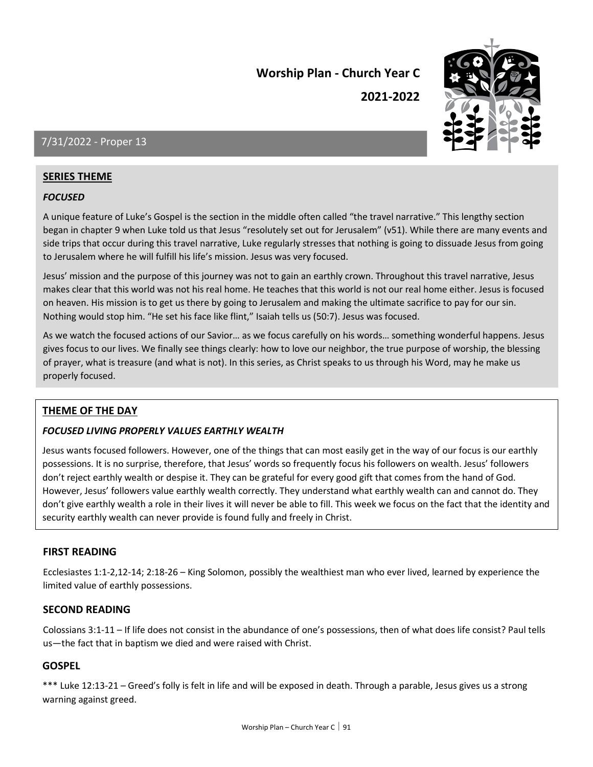# Worship Plan - Church Year C

# 2021-2022

## 7/31/2022 - Proper 13

### SERIES THEME

***FOCUSED***

A unique feature of Luke's Gospel is the section in the middle often called "the travel narrative." This lengthy section began in chapter 9 when Luke told us that Jesus "resolutely set out for Jerusalem" (v51). While there are many events and side trips that occur during this travel narrative, Luke regularly stresses that nothing is going to dissuade Jesus from going to Jerusalem where he will fulfill his life's mission. Jesus was very focused.

Jesus' mission and the purpose of this journey was not to gain an earthly crown. Throughout this travel narrative, Jesus makes clear that this world was not his real home. He teaches that this world is not our real home either. Jesus is focused on heaven. His mission is to get us there by going to Jerusalem and making the ultimate sacrifice to pay for our sin. Nothing would stop him. "He set his face like flint," Isaiah tells us (50:7). Jesus was focused.

As we watch the focused actions of our Savior… as we focus carefully on his words… something wonderful happens. Jesus gives focus to our lives. We finally see things clearly: how to love our neighbor, the true purpose of worship, the blessing of prayer, what is treasure (and what is not). In this series, as Christ speaks to us through his Word, may he make us properly focused.

### THEME OF THE DAY

***FOCUSED LIVING PROPERLY VALUES EARTHLY WEALTH***

Jesus wants focused followers. However, one of the things that can most easily get in the way of our focus is our earthly possessions. It is no surprise, therefore, that Jesus' words so frequently focus his followers on wealth. Jesus' followers don't reject earthly wealth or despise it. They can be grateful for every good gift that comes from the hand of God. However, Jesus' followers value earthly wealth correctly. They understand what earthly wealth can and cannot do. They don't give earthly wealth a role in their lives it will never be able to fill. This week we focus on the fact that the identity and security earthly wealth can never provide is found fully and freely in Christ.

### FIRST READING

Ecclesiastes 1:1-2,12-14; 2:18-26 – King Solomon, possibly the wealthiest man who ever lived, learned by experience the limited value of earthly possessions.

### SECOND READING

Colossians 3:1-11 – If life does not consist in the abundance of one's possessions, then of what does life consist? Paul tells us—the fact that in baptism we died and were raised with Christ.

### GOSPEL

*** Luke 12:13-21 – Greed's folly is felt in life and will be exposed in death. Through a parable, Jesus gives us a strong warning against greed.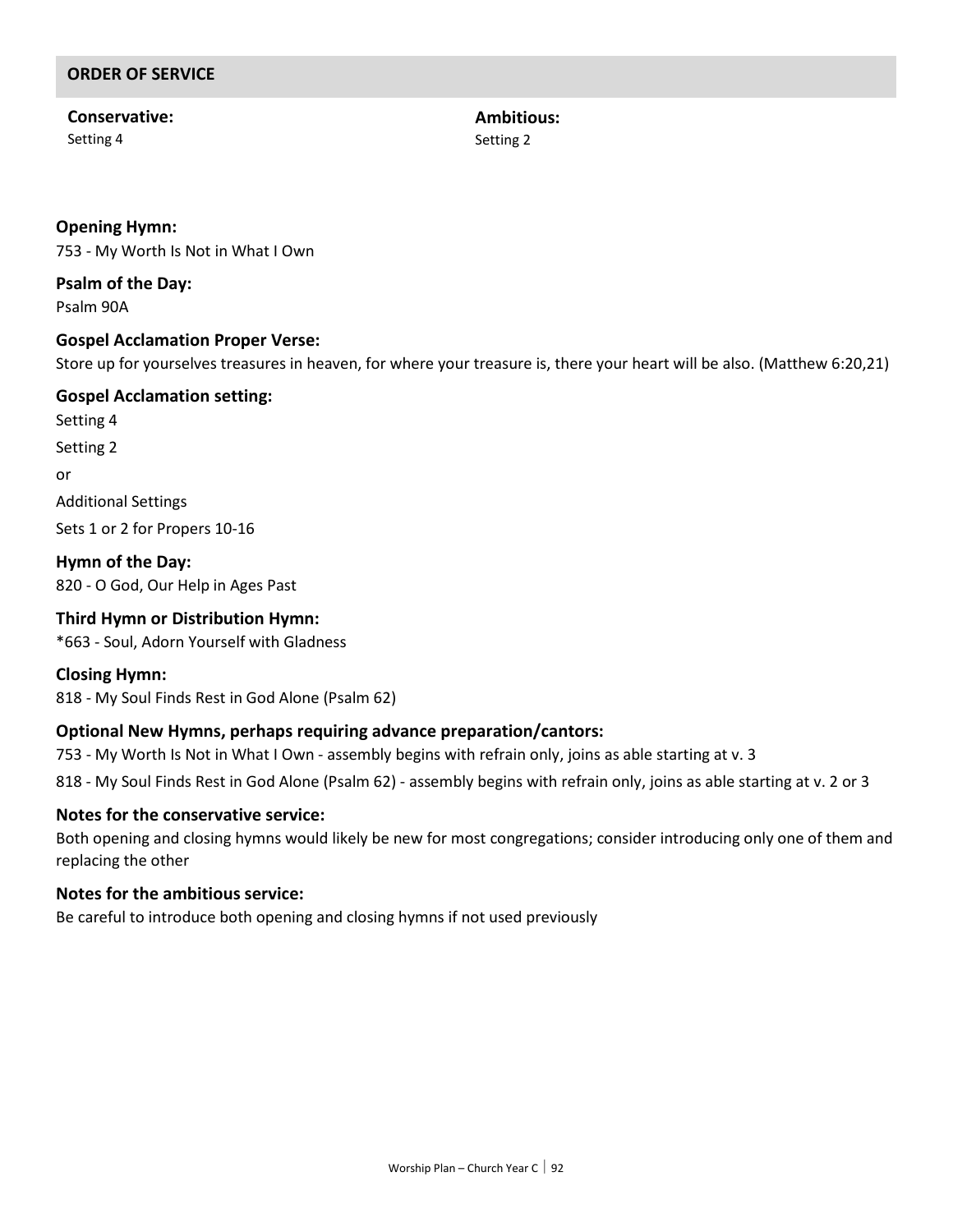## ORDER OF SERVICE

**Conservative:**
Setting 4

**Ambitious:**
Setting 2

**Opening Hymn:**
753 - My Worth Is Not in What I Own

**Psalm of the Day:**
Psalm 90A

**Gospel Acclamation Proper Verse:**
Store up for yourselves treasures in heaven, for where your treasure is, there your heart will be also. (Matthew 6:20,21)

**Gospel Acclamation setting:**

Setting 4

Setting 2

or

Additional Settings

Sets 1 or 2 for Propers 10-16

**Hymn of the Day:**
820 - O God, Our Help in Ages Past

**Third Hymn or Distribution Hymn:**
*663 - Soul, Adorn Yourself with Gladness

**Closing Hymn:**
818 - My Soul Finds Rest in God Alone (Psalm 62)

**Optional New Hymns, perhaps requiring advance preparation/cantors:**

753 - My Worth Is Not in What I Own - assembly begins with refrain only, joins as able starting at v. 3

818 - My Soul Finds Rest in God Alone (Psalm 62) - assembly begins with refrain only, joins as able starting at v. 2 or 3

**Notes for the conservative service:**
Both opening and closing hymns would likely be new for most congregations; consider introducing only one of them and replacing the other

**Notes for the ambitious service:**
Be careful to introduce both opening and closing hymns if not used previously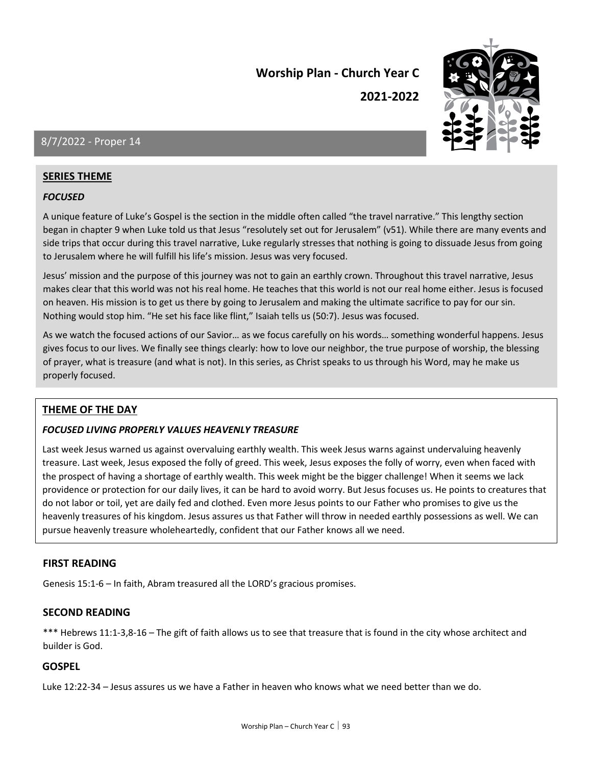# Worship Plan - Church Year C

# 2021-2022

## 8/7/2022 - Proper 14

### SERIES THEME

***FOCUSED***

A unique feature of Luke's Gospel is the section in the middle often called "the travel narrative." This lengthy section began in chapter 9 when Luke told us that Jesus "resolutely set out for Jerusalem" (v51). While there are many events and side trips that occur during this travel narrative, Luke regularly stresses that nothing is going to dissuade Jesus from going to Jerusalem where he will fulfill his life's mission. Jesus was very focused.

Jesus' mission and the purpose of this journey was not to gain an earthly crown. Throughout this travel narrative, Jesus makes clear that this world was not his real home. He teaches that this world is not our real home either. Jesus is focused on heaven. His mission is to get us there by going to Jerusalem and making the ultimate sacrifice to pay for our sin. Nothing would stop him. "He set his face like flint," Isaiah tells us (50:7). Jesus was focused.

As we watch the focused actions of our Savior… as we focus carefully on his words… something wonderful happens. Jesus gives focus to our lives. We finally see things clearly: how to love our neighbor, the true purpose of worship, the blessing of prayer, what is treasure (and what is not). In this series, as Christ speaks to us through his Word, may he make us properly focused.

### THEME OF THE DAY

***FOCUSED LIVING PROPERLY VALUES HEAVENLY TREASURE***

Last week Jesus warned us against overvaluing earthly wealth. This week Jesus warns against undervaluing heavenly treasure. Last week, Jesus exposed the folly of greed. This week, Jesus exposes the folly of worry, even when faced with the prospect of having a shortage of earthly wealth. This week might be the bigger challenge! When it seems we lack providence or protection for our daily lives, it can be hard to avoid worry. But Jesus focuses us. He points to creatures that do not labor or toil, yet are daily fed and clothed. Even more Jesus points to our Father who promises to give us the heavenly treasures of his kingdom. Jesus assures us that Father will throw in needed earthly possessions as well. We can pursue heavenly treasure wholeheartedly, confident that our Father knows all we need.

### FIRST READING

Genesis 15:1-6 – In faith, Abram treasured all the LORD's gracious promises.

### SECOND READING

*** Hebrews 11:1-3,8-16 – The gift of faith allows us to see that treasure that is found in the city whose architect and builder is God.

### GOSPEL

Luke 12:22-34 – Jesus assures us we have a Father in heaven who knows what we need better than we do.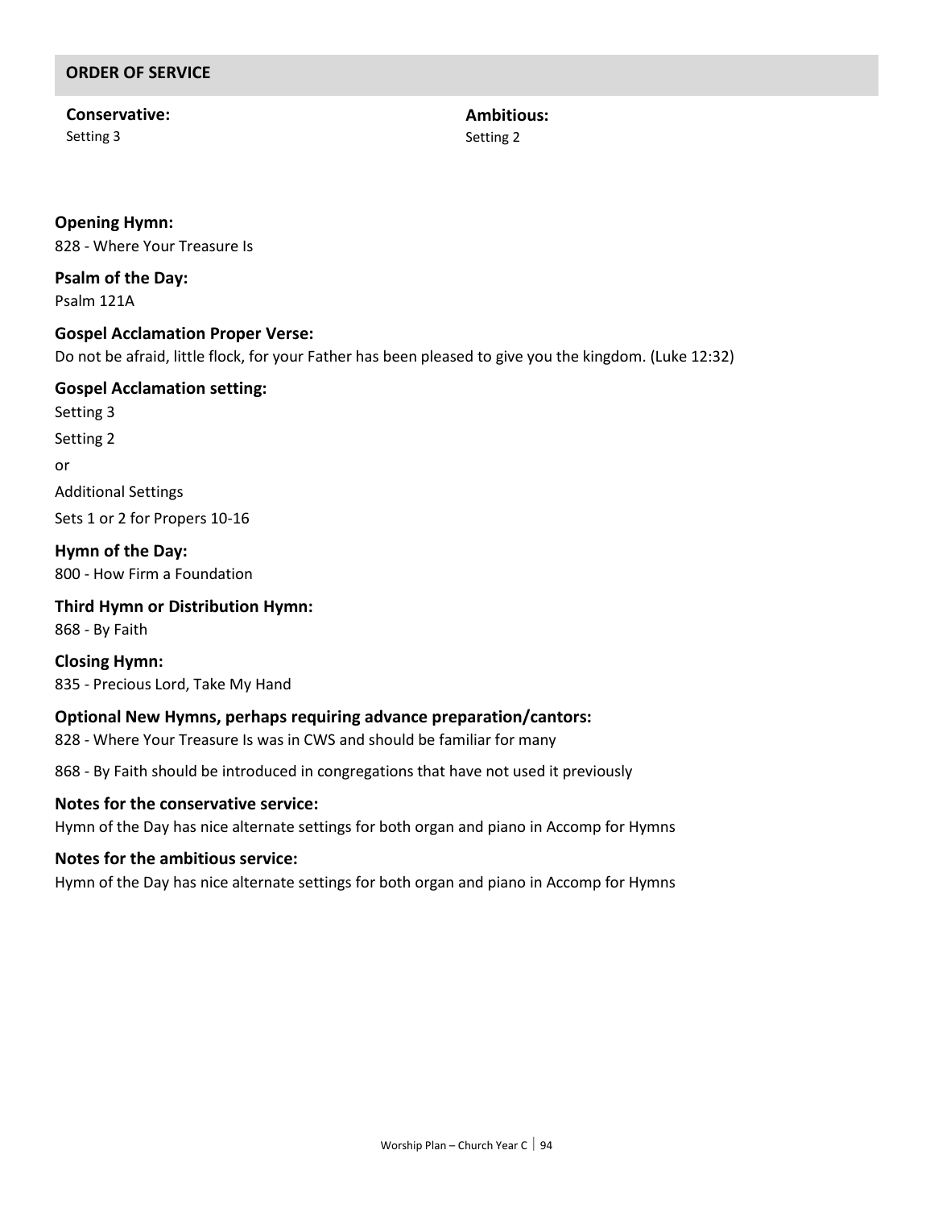## ORDER OF SERVICE

**Conservative:**
Setting 3

**Ambitious:**
Setting 2

**Opening Hymn:**
828 - Where Your Treasure Is

**Psalm of the Day:**
Psalm 121A

**Gospel Acclamation Proper Verse:**
Do not be afraid, little flock, for your Father has been pleased to give you the kingdom. (Luke 12:32)

**Gospel Acclamation setting:**
Setting 3

Setting 2

or

Additional Settings

Sets 1 or 2 for Propers 10-16

**Hymn of the Day:**
800 - How Firm a Foundation

**Third Hymn or Distribution Hymn:**
868 - By Faith

**Closing Hymn:**
835 - Precious Lord, Take My Hand

**Optional New Hymns, perhaps requiring advance preparation/cantors:**
828 - Where Your Treasure Is was in CWS and should be familiar for many

868 - By Faith should be introduced in congregations that have not used it previously

**Notes for the conservative service:**
Hymn of the Day has nice alternate settings for both organ and piano in Accomp for Hymns

**Notes for the ambitious service:**
Hymn of the Day has nice alternate settings for both organ and piano in Accomp for Hymns